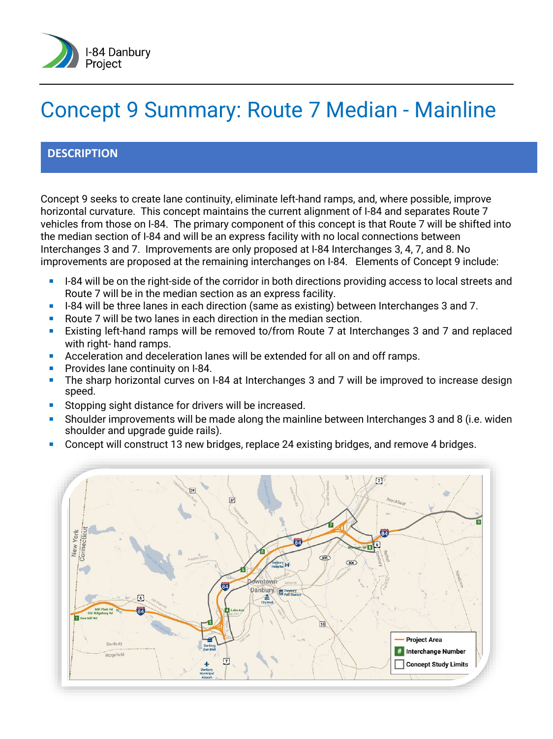# Concept 9 Summary: Route 7 Median - Mainline

## DESCRIPTION

Concept 9 seeks to create lane continuity, eliminate left-hand ramps, and, where possible, improve horizontal curvature. This concept maintains the current alignment of I-84 and separates Route 7 vehicles from those on I-84. The primary component of this concept is that Route 7 will be shifted into the median section of I-84 and will be an express facility with no local connections between Interchanges 3 and 7. Improvements are only proposed at I-84 Interchanges 3, 4, 7, and 8. No improvements are proposed at the remaining interchanges on I-84. Elements of Concept 9 include:

- I-84 will be on the right-side of the corridor in both directions providing access to local streets and Route 7 will be in the median section as an express facility.
- I-84 will be three lanes in each direction (same as existing) between Interchanges 3 and 7.
- Route 7 will be two lanes in each direction in the median section.
- Existing left-hand ramps will be removed to/from Route 7 at Interchanges 3 and 7 and replaced with right- hand ramps.
- Acceleration and deceleration lanes will be extended for all on and off ramps.
- Provides lane continuity on I-84.
- The sharp horizontal curves on I-84 at Interchanges 3 and 7 will be improved to increase design speed.
- Stopping sight distance for drivers will be increased.
- Shoulder improvements will be made along the mainline between Interchanges 3 and 8 (i.e. widen shoulder and upgrade guide rails).
- Concept will construct 13 new bridges, replace 24 existing bridges, and remove 4 bridges.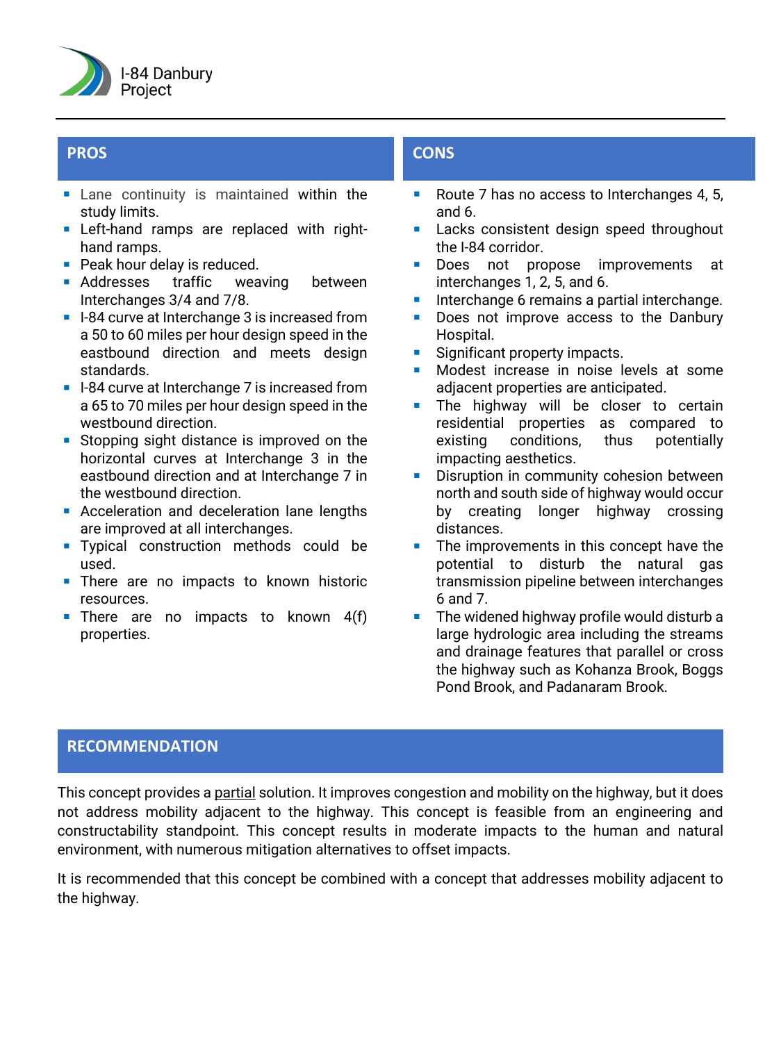## PROS

- Lane continuity is maintained within the study limits.
- Left-hand ramps are replaced with right-hand ramps.
- Peak hour delay is reduced.
- Addresses traffic weaving between Interchanges 3/4 and 7/8.
- I-84 curve at Interchange 3 is increased from a 50 to 60 miles per hour design speed in the eastbound direction and meets design standards.
- I-84 curve at Interchange 7 is increased from a 65 to 70 miles per hour design speed in the westbound direction.
- Stopping sight distance is improved on the horizontal curves at Interchange 3 in the eastbound direction and at Interchange 7 in the westbound direction.
- Acceleration and deceleration lane lengths are improved at all interchanges.
- Typical construction methods could be used.
- There are no impacts to known historic resources.
- There are no impacts to known 4(f) properties.

## CONS

- Route 7 has no access to Interchanges 4, 5, and 6.
- Lacks consistent design speed throughout the I-84 corridor.
- Does not propose improvements at interchanges 1, 2, 5, and 6.
- Interchange 6 remains a partial interchange.
- Does not improve access to the Danbury Hospital.
- Significant property impacts.
- Modest increase in noise levels at some adjacent properties are anticipated.
- The highway will be closer to certain residential properties as compared to existing conditions, thus potentially impacting aesthetics.
- Disruption in community cohesion between north and south side of highway would occur by creating longer highway crossing distances.
- The improvements in this concept have the potential to disturb the natural gas transmission pipeline between interchanges 6 and 7.
- The widened highway profile would disturb a large hydrologic area including the streams and drainage features that parallel or cross the highway such as Kohanza Brook, Boggs Pond Brook, and Padanaram Brook.

## RECOMMENDATION

This concept provides a partial solution. It improves congestion and mobility on the highway, but it does not address mobility adjacent to the highway. This concept is feasible from an engineering and constructability standpoint. This concept results in moderate impacts to the human and natural environment, with numerous mitigation alternatives to offset impacts.

It is recommended that this concept be combined with a concept that addresses mobility adjacent to the highway.